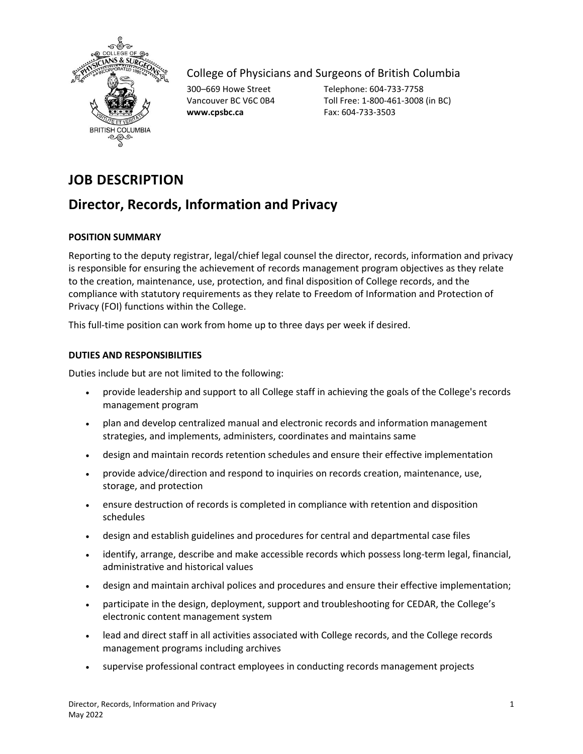College of Physicians and Surgeons of British Columbia

300–669 Howe Street
Vancouver BC V6C 0B4
**www.cpsbc.ca**

Telephone: 604-733-7758
Toll Free: 1-800-461-3008 (in BC)
Fax: 604-733-3503

# JOB DESCRIPTION

## Director, Records, Information and Privacy

### POSITION SUMMARY

Reporting to the deputy registrar, legal/chief legal counsel the director, records, information and privacy is responsible for ensuring the achievement of records management program objectives as they relate to the creation, maintenance, use, protection, and final disposition of College records, and the compliance with statutory requirements as they relate to Freedom of Information and Protection of Privacy (FOI) functions within the College.

This full-time position can work from home up to three days per week if desired.

### DUTIES AND RESPONSIBILITIES

Duties include but are not limited to the following:

- provide leadership and support to all College staff in achieving the goals of the College's records management program
- plan and develop centralized manual and electronic records and information management strategies, and implements, administers, coordinates and maintains same
- design and maintain records retention schedules and ensure their effective implementation
- provide advice/direction and respond to inquiries on records creation, maintenance, use, storage, and protection
- ensure destruction of records is completed in compliance with retention and disposition schedules
- design and establish guidelines and procedures for central and departmental case files
- identify, arrange, describe and make accessible records which possess long-term legal, financial, administrative and historical values
- design and maintain archival polices and procedures and ensure their effective implementation;
- participate in the design, deployment, support and troubleshooting for CEDAR, the College's electronic content management system
- lead and direct staff in all activities associated with College records, and the College records management programs including archives
- supervise professional contract employees in conducting records management projects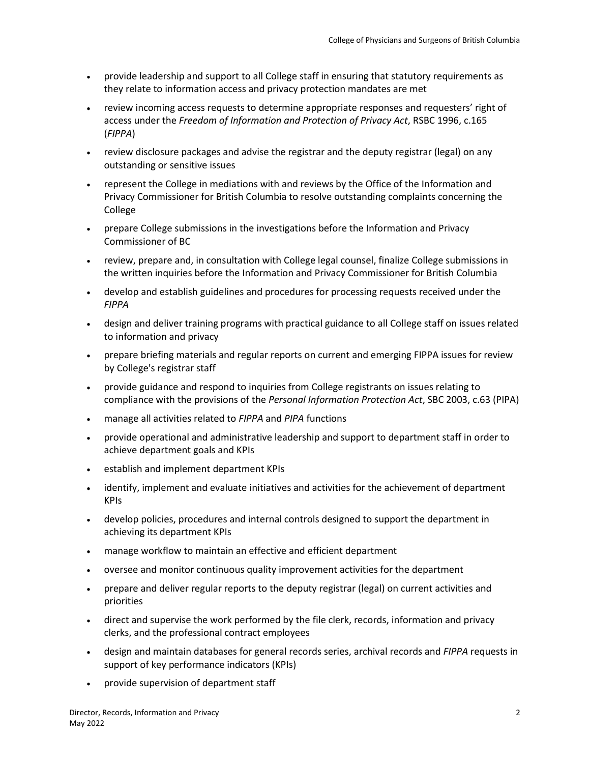- provide leadership and support to all College staff in ensuring that statutory requirements as they relate to information access and privacy protection mandates are met
- review incoming access requests to determine appropriate responses and requesters' right of access under the *Freedom of Information and Protection of Privacy Act*, RSBC 1996, c.165 (*FIPPA*)
- review disclosure packages and advise the registrar and the deputy registrar (legal) on any outstanding or sensitive issues
- represent the College in mediations with and reviews by the Office of the Information and Privacy Commissioner for British Columbia to resolve outstanding complaints concerning the College
- prepare College submissions in the investigations before the Information and Privacy Commissioner of BC
- review, prepare and, in consultation with College legal counsel, finalize College submissions in the written inquiries before the Information and Privacy Commissioner for British Columbia
- develop and establish guidelines and procedures for processing requests received under the *FIPPA*
- design and deliver training programs with practical guidance to all College staff on issues related to information and privacy
- prepare briefing materials and regular reports on current and emerging FIPPA issues for review by College's registrar staff
- provide guidance and respond to inquiries from College registrants on issues relating to compliance with the provisions of the *Personal Information Protection Act*, SBC 2003, c.63 (PIPA)
- manage all activities related to *FIPPA* and *PIPA* functions
- provide operational and administrative leadership and support to department staff in order to achieve department goals and KPIs
- establish and implement department KPIs
- identify, implement and evaluate initiatives and activities for the achievement of department KPIs
- develop policies, procedures and internal controls designed to support the department in achieving its department KPIs
- manage workflow to maintain an effective and efficient department
- oversee and monitor continuous quality improvement activities for the department
- prepare and deliver regular reports to the deputy registrar (legal) on current activities and priorities
- direct and supervise the work performed by the file clerk, records, information and privacy clerks, and the professional contract employees
- design and maintain databases for general records series, archival records and *FIPPA* requests in support of key performance indicators (KPIs)
- provide supervision of department staff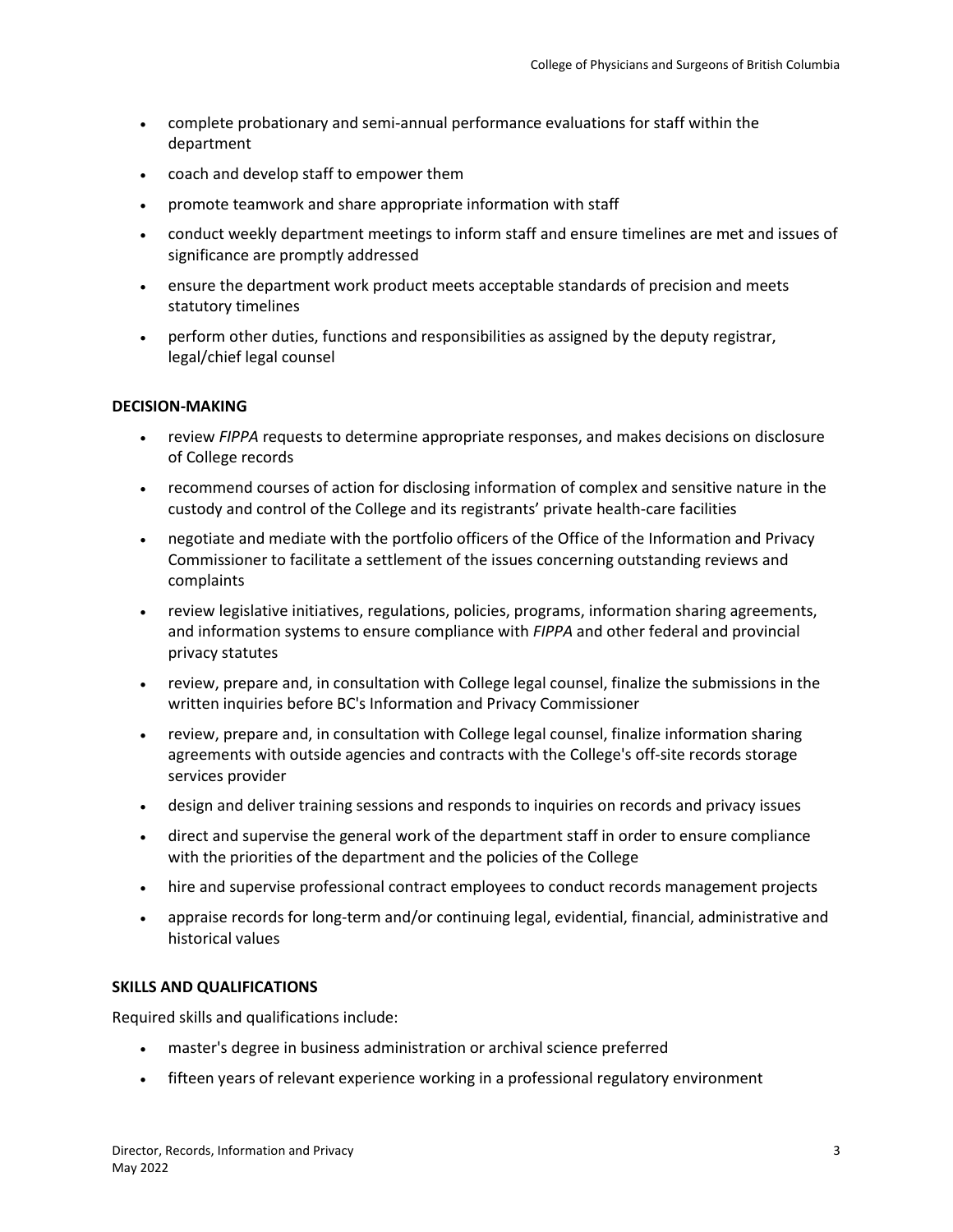- complete probationary and semi-annual performance evaluations for staff within the department
- coach and develop staff to empower them
- promote teamwork and share appropriate information with staff
- conduct weekly department meetings to inform staff and ensure timelines are met and issues of significance are promptly addressed
- ensure the department work product meets acceptable standards of precision and meets statutory timelines
- perform other duties, functions and responsibilities as assigned by the deputy registrar, legal/chief legal counsel

**DECISION-MAKING**

- review *FIPPA* requests to determine appropriate responses, and makes decisions on disclosure of College records
- recommend courses of action for disclosing information of complex and sensitive nature in the custody and control of the College and its registrants' private health-care facilities
- negotiate and mediate with the portfolio officers of the Office of the Information and Privacy Commissioner to facilitate a settlement of the issues concerning outstanding reviews and complaints
- review legislative initiatives, regulations, policies, programs, information sharing agreements, and information systems to ensure compliance with *FIPPA* and other federal and provincial privacy statutes
- review, prepare and, in consultation with College legal counsel, finalize the submissions in the written inquiries before BC's Information and Privacy Commissioner
- review, prepare and, in consultation with College legal counsel, finalize information sharing agreements with outside agencies and contracts with the College's off-site records storage services provider
- design and deliver training sessions and responds to inquiries on records and privacy issues
- direct and supervise the general work of the department staff in order to ensure compliance with the priorities of the department and the policies of the College
- hire and supervise professional contract employees to conduct records management projects
- appraise records for long-term and/or continuing legal, evidential, financial, administrative and historical values

**SKILLS AND QUALIFICATIONS**

Required skills and qualifications include:

- master's degree in business administration or archival science preferred
- fifteen years of relevant experience working in a professional regulatory environment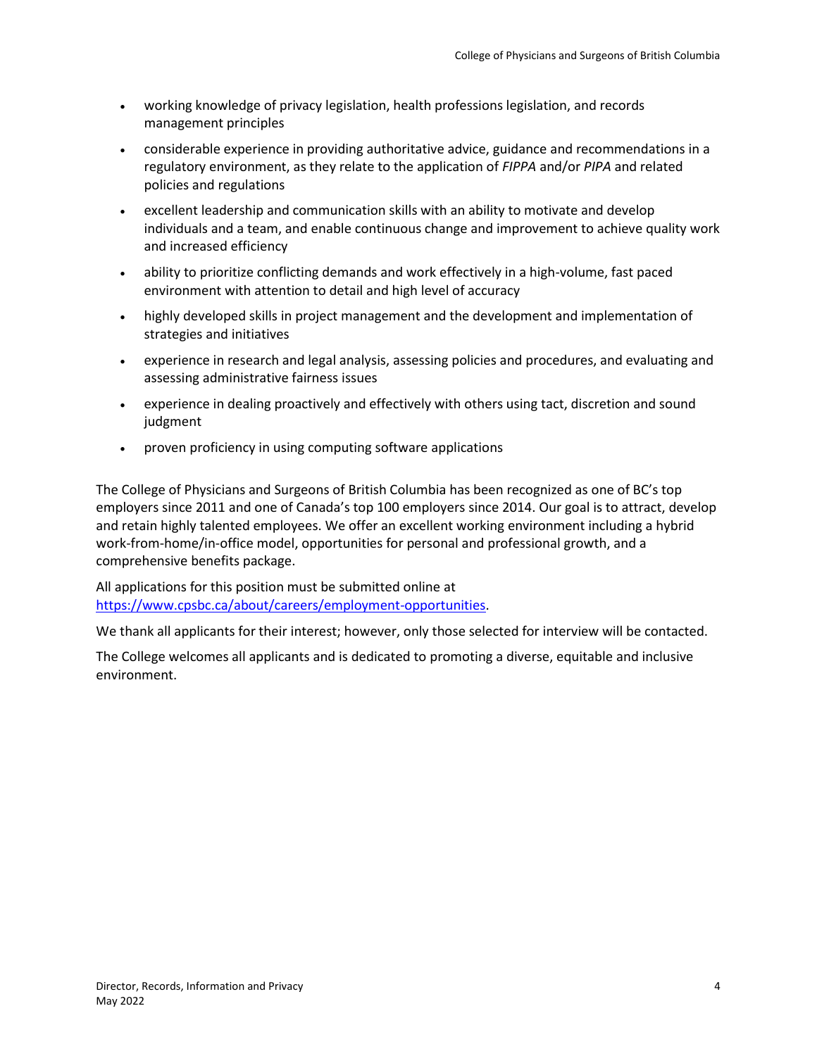- working knowledge of privacy legislation, health professions legislation, and records management principles
- considerable experience in providing authoritative advice, guidance and recommendations in a regulatory environment, as they relate to the application of *FIPPA* and/or *PIPA* and related policies and regulations
- excellent leadership and communication skills with an ability to motivate and develop individuals and a team, and enable continuous change and improvement to achieve quality work and increased efficiency
- ability to prioritize conflicting demands and work effectively in a high-volume, fast paced environment with attention to detail and high level of accuracy
- highly developed skills in project management and the development and implementation of strategies and initiatives
- experience in research and legal analysis, assessing policies and procedures, and evaluating and assessing administrative fairness issues
- experience in dealing proactively and effectively with others using tact, discretion and sound judgment
- proven proficiency in using computing software applications

The College of Physicians and Surgeons of British Columbia has been recognized as one of BC's top employers since 2011 and one of Canada's top 100 employers since 2014. Our goal is to attract, develop and retain highly talented employees. We offer an excellent working environment including a hybrid work-from-home/in-office model, opportunities for personal and professional growth, and a comprehensive benefits package.

All applications for this position must be submitted online at [https://www.cpsbc.ca/about/careers/employment-opportunities](https://www.cpsbc.ca/about/careers/employment-opportunities).

We thank all applicants for their interest; however, only those selected for interview will be contacted.

The College welcomes all applicants and is dedicated to promoting a diverse, equitable and inclusive environment.